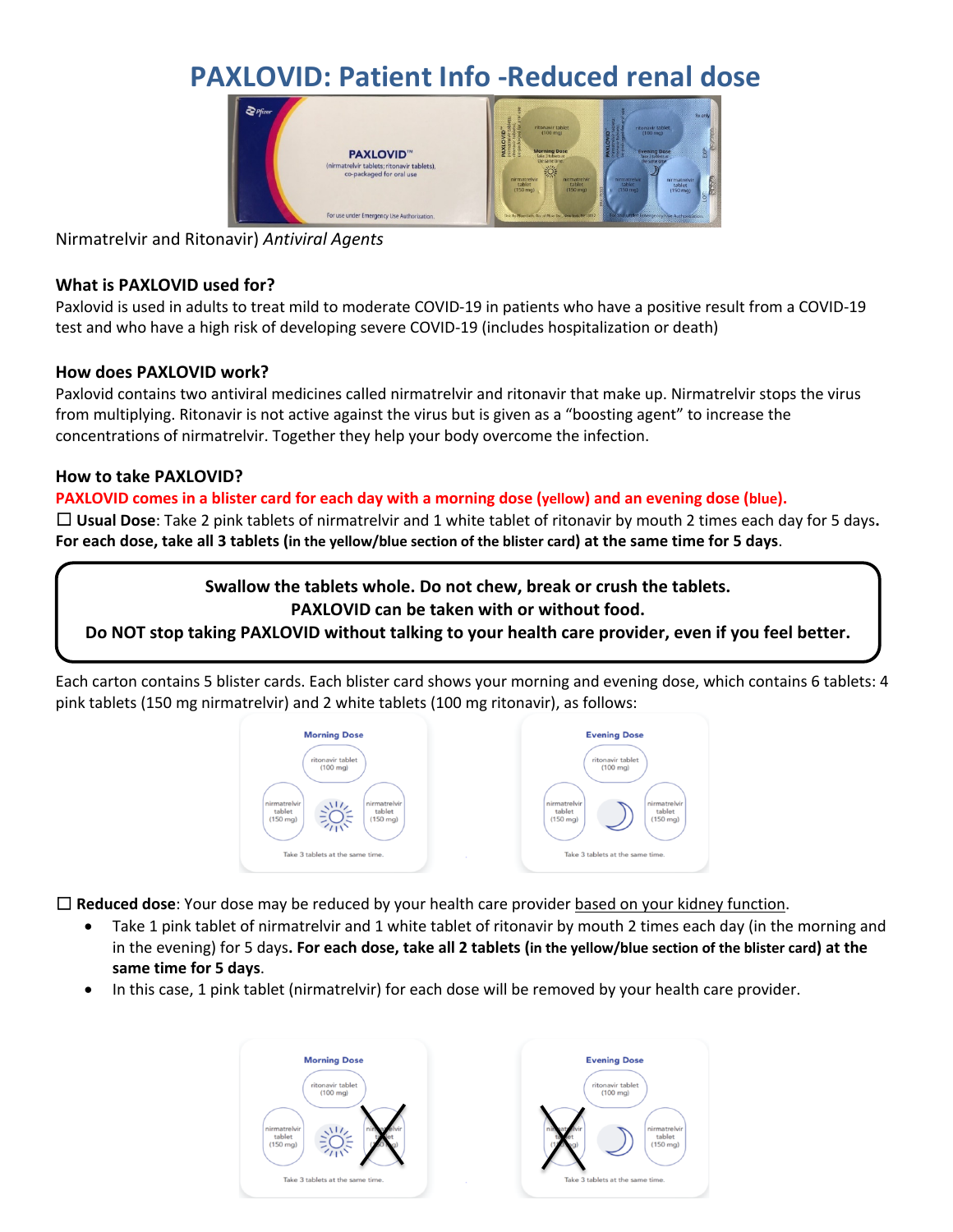# PAXLOVID: Patient Info -Reduced renal dose

Nirmatrelvir and Ritonavir) *Antiviral Agents*

### What is PAXLOVID used for?

Paxlovid is used in adults to treat mild to moderate COVID-19 in patients who have a positive result from a COVID-19 test and who have a high risk of developing severe COVID-19 (includes hospitalization or death)

### How does PAXLOVID work?

Paxlovid contains two antiviral medicines called nirmatrelvir and ritonavir that make up. Nirmatrelvir stops the virus from multiplying. Ritonavir is not active against the virus but is given as a "boosting agent" to increase the concentrations of nirmatrelvir. Together they help your body overcome the infection.

### How to take PAXLOVID?

**PAXLOVID comes in a blister card for each day with a morning dose (yellow) and an evening dose (blue).**

☐ **Usual Dose**: Take 2 pink tablets of nirmatrelvir and 1 white tablet of ritonavir by mouth 2 times each day for 5 days. **For each dose, take all 3 tablets (in the yellow/blue section of the blister card) at the same time for 5 days**.

**Swallow the tablets whole. Do not chew, break or crush the tablets.**
**PAXLOVID can be taken with or without food.**
**Do NOT stop taking PAXLOVID without talking to your health care provider, even if you feel better.**

Each carton contains 5 blister cards. Each blister card shows your morning and evening dose, which contains 6 tablets: 4 pink tablets (150 mg nirmatrelvir) and 2 white tablets (100 mg ritonavir), as follows:

☐ **Reduced dose**: Your dose may be reduced by your health care provider based on your kidney function.

- Take 1 pink tablet of nirmatrelvir and 1 white tablet of ritonavir by mouth 2 times each day (in the morning and in the evening) for 5 days**. For each dose, take all 2 tablets (in the yellow/blue section of the blister card) at the same time for 5 days**.
- In this case, 1 pink tablet (nirmatrelvir) for each dose will be removed by your health care provider.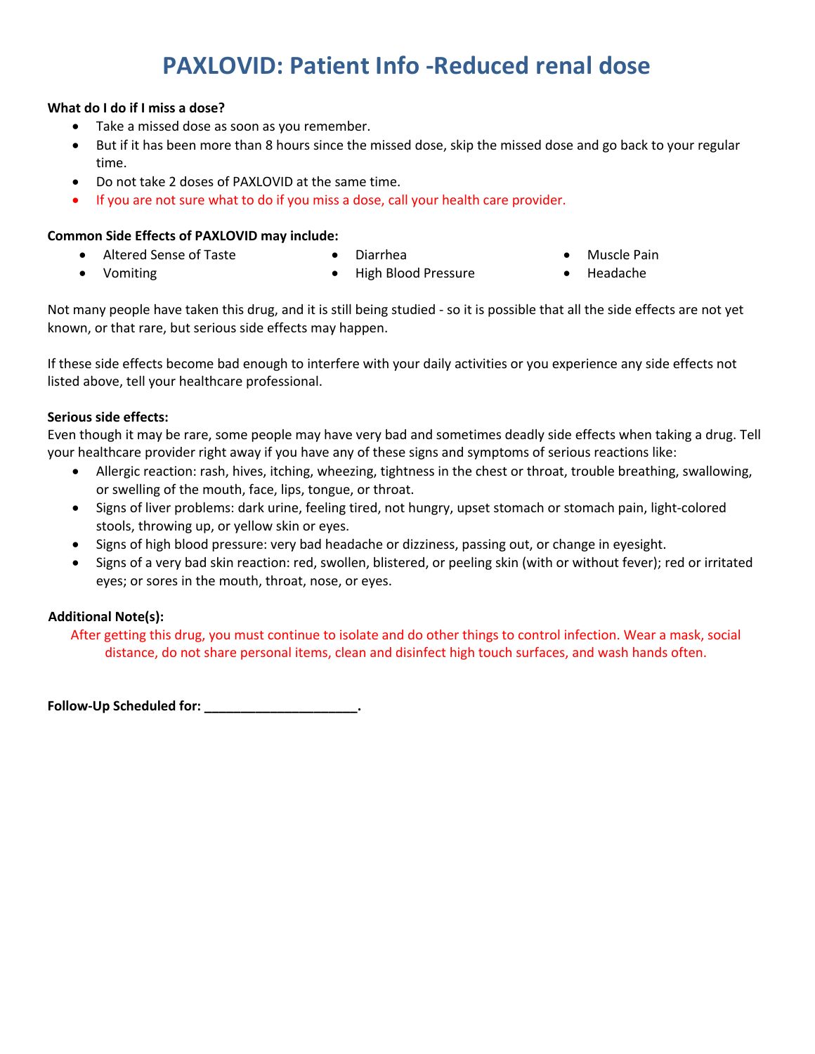# PAXLOVID: Patient Info -Reduced renal dose

**What do I do if I miss a dose?**

- Take a missed dose as soon as you remember.
- But if it has been more than 8 hours since the missed dose, skip the missed dose and go back to your regular time.
- Do not take 2 doses of PAXLOVID at the same time.
- If you are not sure what to do if you miss a dose, call your health care provider.

**Common Side Effects of PAXLOVID may include:**

- Altered Sense of Taste
- Vomiting
- Diarrhea
- High Blood Pressure
- Muscle Pain
- Headache

Not many people have taken this drug, and it is still being studied - so it is possible that all the side effects are not yet known, or that rare, but serious side effects may happen.

If these side effects become bad enough to interfere with your daily activities or you experience any side effects not listed above, tell your healthcare professional.

**Serious side effects:**

Even though it may be rare, some people may have very bad and sometimes deadly side effects when taking a drug. Tell your healthcare provider right away if you have any of these signs and symptoms of serious reactions like:

- Allergic reaction: rash, hives, itching, wheezing, tightness in the chest or throat, trouble breathing, swallowing, or swelling of the mouth, face, lips, tongue, or throat.
- Signs of liver problems: dark urine, feeling tired, not hungry, upset stomach or stomach pain, light-colored stools, throwing up, or yellow skin or eyes.
- Signs of high blood pressure: very bad headache or dizziness, passing out, or change in eyesight.
- Signs of a very bad skin reaction: red, swollen, blistered, or peeling skin (with or without fever); red or irritated eyes; or sores in the mouth, throat, nose, or eyes.

**Additional Note(s):**

After getting this drug, you must continue to isolate and do other things to control infection. Wear a mask, social distance, do not share personal items, clean and disinfect high touch surfaces, and wash hands often.

**Follow-Up Scheduled for: ____________________.**